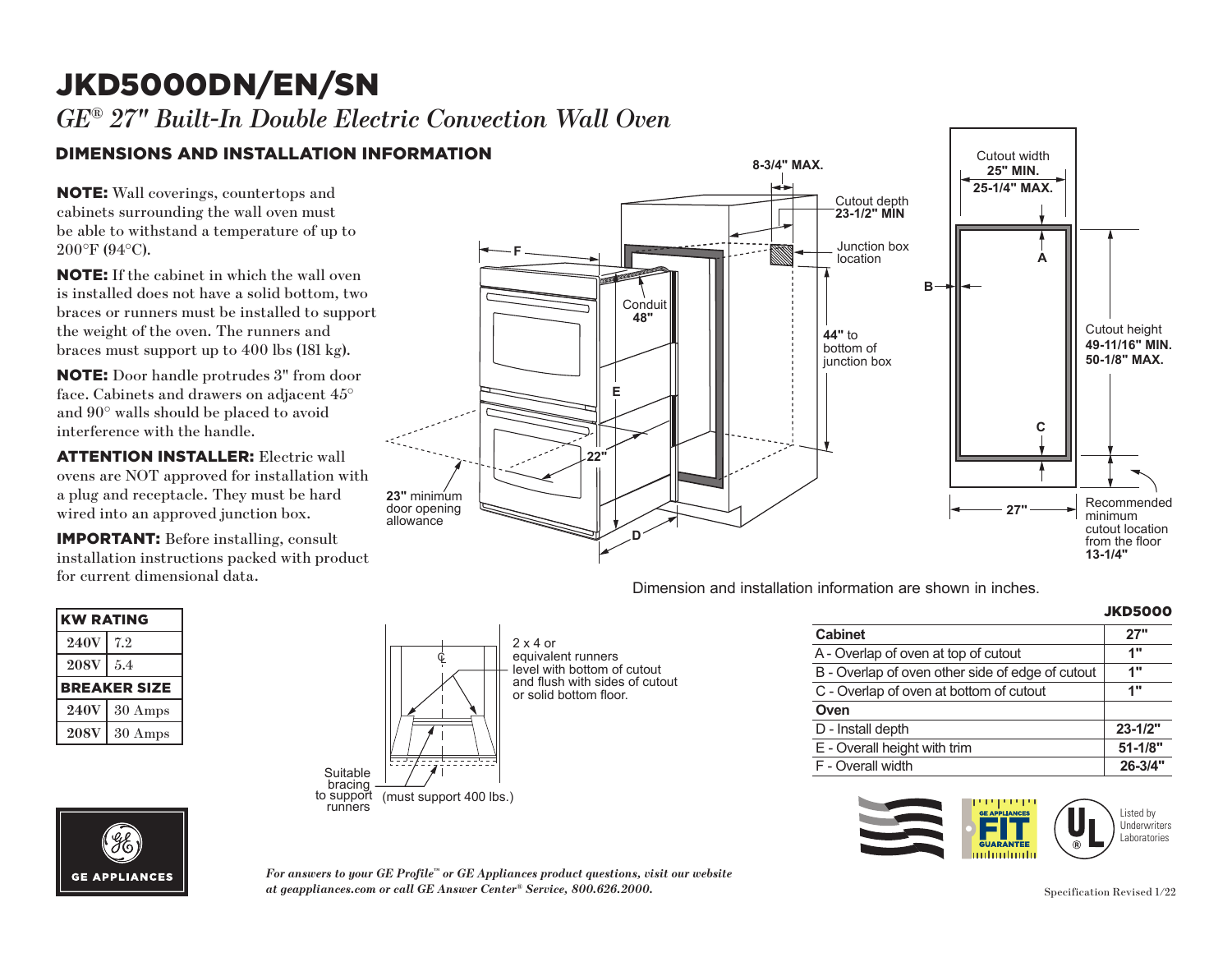# JKD5000DN/EN/SN

*GE® 27" Built-In Double Electric Convection Wall Oven*

## DIMENSIONS AND INSTALLATION INFORMATION

**NOTE:** Wall coverings, countertops and cabinets surrounding the wall oven must be able to withstand a temperature of up to 200°F (94°C).

**NOTE:** If the cabinet in which the wall oven is installed does not have a solid bottom, two braces or runners must be installed to support the weight of the oven. The runners and braces must support up to 400 lbs (181 kg).

**NOTE:** Door handle protrudes 3" from door face. Cabinets and drawers on adjacent 45° and 90° walls should be placed to avoid interference with the handle.

**ATTENTION INSTALLER:** Electric wall ovens are NOT approved for installation with a plug and receptacle. They must be hard wired into an approved junction box.

**IMPORTANT:** Before installing, consult installation instructions packed with product for current dimensional data.

8-3/4" MAX.

Cutout depth **23-1/2" MIN**

Junction box location

Conduit **48"**

**44"** to bottom of junction box

**23"** minimum door opening allowance

22"

F

E

D

Cutout width **25" MIN.** **25-1/4" MAX.**

A

B

C

Cutout height **49-11/16" MIN.** **50-1/8" MAX.**

27"

Recommended minimum cutout location from the floor **13-1/4"**

Dimension and installation information are shown in inches.

| KW RATING | |
|---|---|
| 240V | 7.2 |
| 208V | 5.4 |
| **BREAKER SIZE** | |
| 240V | 30 Amps |
| 208V | 30 Amps |

2 x 4 or equivalent runners level with bottom of cutout and flush with sides of cutout or solid bottom floor.

Suitable bracing to support runners (must support 400 lbs.)

| | JKD5000 |
|---|---|
| **Cabinet** | **27"** |
| A - Overlap of oven at top of cutout | 1" |
| B - Overlap of oven other side of edge of cutout | 1" |
| C - Overlap of oven at bottom of cutout | 1" |
| **Oven** | |
| D - Install depth | 23-1/2" |
| E - Overall height with trim | 51-1/8" |
| F - Overall width | 26-3/4" |

GE APPLIANCES FIT GUARANTEE

Listed by Underwriters Laboratories

GE APPLIANCES

*For answers to your GE Profile™ or GE Appliances product questions, visit our website at geappliances.com or call GE Answer Center® Service, 800.626.2000.*

Specification Revised 1/22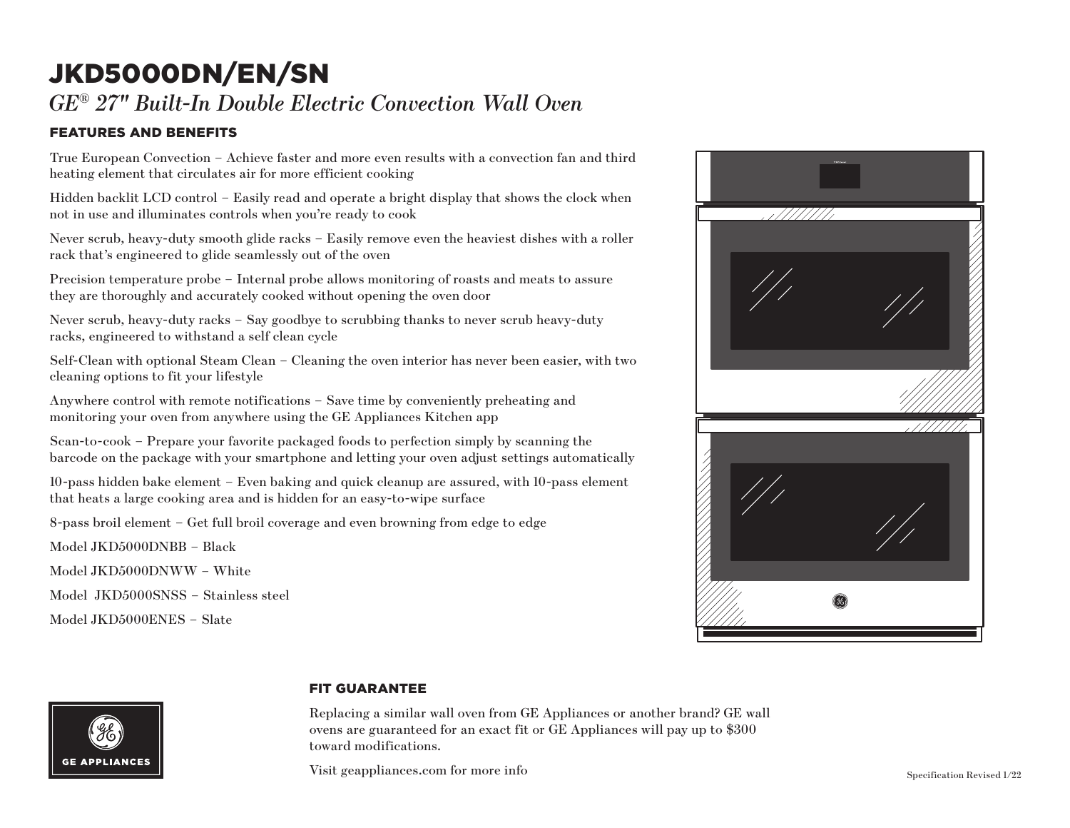# JKD5000DN/EN/SN

*GE® 27" Built-In Double Electric Convection Wall Oven*

## FEATURES AND BENEFITS

True European Convection – Achieve faster and more even results with a convection fan and third heating element that circulates air for more efficient cooking

Hidden backlit LCD control – Easily read and operate a bright display that shows the clock when not in use and illuminates controls when you're ready to cook

Never scrub, heavy-duty smooth glide racks – Easily remove even the heaviest dishes with a roller rack that's engineered to glide seamlessly out of the oven

Precision temperature probe – Internal probe allows monitoring of roasts and meats to assure they are thoroughly and accurately cooked without opening the oven door

Never scrub, heavy-duty racks – Say goodbye to scrubbing thanks to never scrub heavy-duty racks, engineered to withstand a self clean cycle

Self-Clean with optional Steam Clean – Cleaning the oven interior has never been easier, with two cleaning options to fit your lifestyle

Anywhere control with remote notifications – Save time by conveniently preheating and monitoring your oven from anywhere using the GE Appliances Kitchen app

Scan-to-cook – Prepare your favorite packaged foods to perfection simply by scanning the barcode on the package with your smartphone and letting your oven adjust settings automatically

10-pass hidden bake element – Even baking and quick cleanup are assured, with 10-pass element that heats a large cooking area and is hidden for an easy-to-wipe surface

8-pass broil element – Get full broil coverage and even browning from edge to edge

Model JKD5000DNBB – Black

Model JKD5000DNWW – White

Model JKD5000SNSS – Stainless steel

Model JKD5000ENES – Slate

GE APPLIANCES

## FIT GUARANTEE

Replacing a similar wall oven from GE Appliances or another brand? GE wall ovens are guaranteed for an exact fit or GE Appliances will pay up to $300 toward modifications.

Visit geappliances.com for more info

Specification Revised 1/22